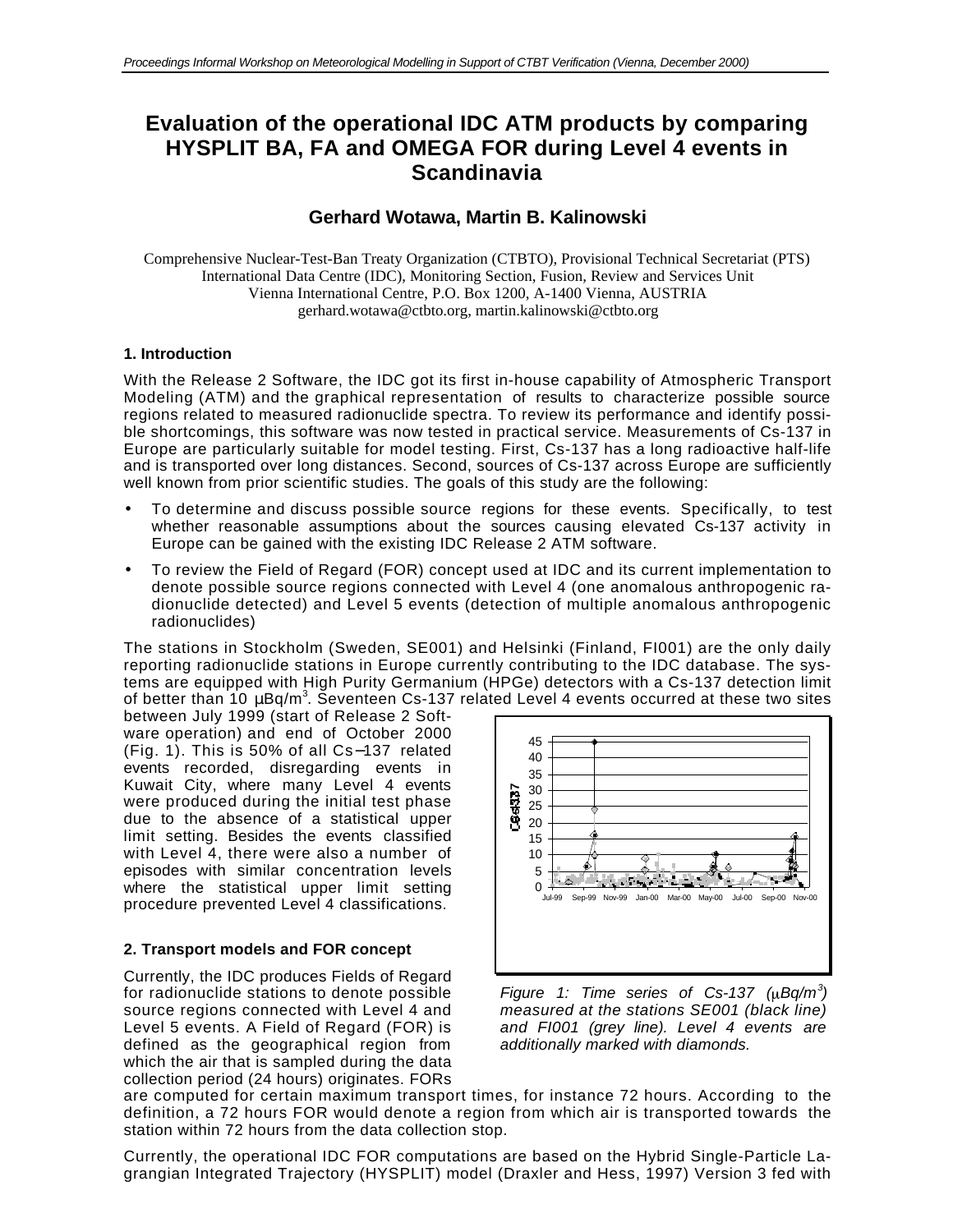# Evaluation of the operational IDC ATM products by comparing HYSPLIT BA, FA and OMEGA FOR during Level 4 events in Scandinavia

## Gerhard Wotawa, Martin B. Kalinowski

Comprehensive Nuclear-Test-Ban Treaty Organization (CTBTO), Provisional Technical Secretariat (PTS)
International Data Centre (IDC), Monitoring Section, Fusion, Review and Services Unit
Vienna International Centre, P.O. Box 1200, A-1400 Vienna, AUSTRIA
gerhard.wotawa@ctbto.org, martin.kalinowski@ctbto.org

### 1. Introduction

With the Release 2 Software, the IDC got its first in-house capability of Atmospheric Transport Modeling (ATM) and the graphical representation of results to characterize possible source regions related to measured radionuclide spectra. To review its performance and identify possible shortcomings, this software was now tested in practical service. Measurements of Cs-137 in Europe are particularly suitable for model testing. First, Cs-137 has a long radioactive half-life and is transported over long distances. Second, sources of Cs-137 across Europe are sufficiently well known from prior scientific studies. The goals of this study are the following:

- To determine and discuss possible source regions for these events. Specifically, to test whether reasonable assumptions about the sources causing elevated Cs-137 activity in Europe can be gained with the existing IDC Release 2 ATM software.
- To review the Field of Regard (FOR) concept used at IDC and its current implementation to denote possible source regions connected with Level 4 (one anomalous anthropogenic radionuclide detected) and Level 5 events (detection of multiple anomalous anthropogenic radionuclides)

The stations in Stockholm (Sweden, SE001) and Helsinki (Finland, FI001) are the only daily reporting radionuclide stations in Europe currently contributing to the IDC database. The systems are equipped with High Purity Germanium (HPGe) detectors with a Cs-137 detection limit of better than 10 μBq/m$^3$. Seventeen Cs-137 related Level 4 events occurred at these two sites between July 1999 (start of Release 2 Software operation) and end of October 2000 (Fig. 1). This is 50% of all Cs–137 related events recorded, disregarding events in Kuwait City, where many Level 4 events were produced during the initial test phase due to the absence of a statistical upper limit setting. Besides the events classified with Level 4, there were also a number of episodes with similar concentration levels where the statistical upper limit setting procedure prevented Level 4 classifications.

*Figure 1: Time series of Cs-137 (μBq/m$^3$) measured at the stations SE001 (black line) and FI001 (grey line). Level 4 events are additionally marked with diamonds.*

### 2. Transport models and FOR concept

Currently, the IDC produces Fields of Regard for radionuclide stations to denote possible source regions connected with Level 4 and Level 5 events. A Field of Regard (FOR) is defined as the geographical region from which the air that is sampled during the data collection period (24 hours) originates. FORs are computed for certain maximum transport times, for instance 72 hours. According to the definition, a 72 hours FOR would denote a region from which air is transported towards the station within 72 hours from the data collection stop.

Currently, the operational IDC FOR computations are based on the Hybrid Single-Particle Lagrangian Integrated Trajectory (HYSPLIT) model (Draxler and Hess, 1997) Version 3 fed with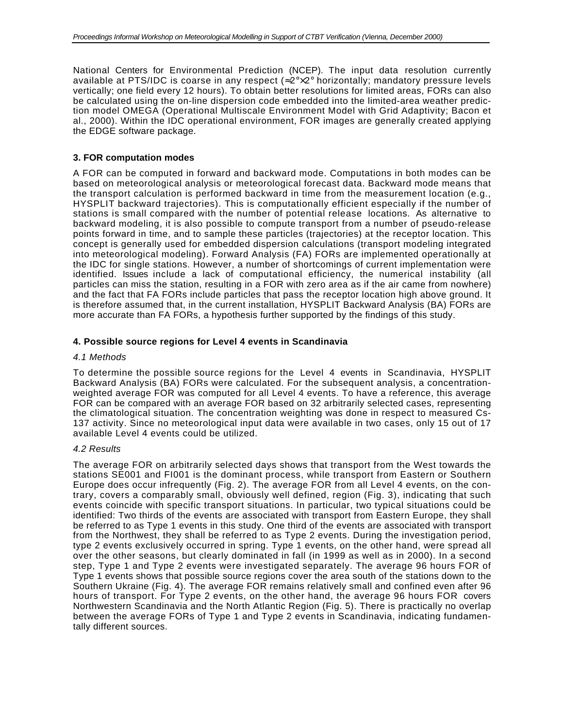National Centers for Environmental Prediction (NCEP). The input data resolution currently available at PTS/IDC is coarse in any respect (≈2°×2° horizontally; mandatory pressure levels vertically; one field every 12 hours). To obtain better resolutions for limited areas, FORs can also be calculated using the on-line dispersion code embedded into the limited-area weather prediction model OMEGA (Operational Multiscale Environment Model with Grid Adaptivity; Bacon et al., 2000). Within the IDC operational environment, FOR images are generally created applying the EDGE software package.

### 3. FOR computation modes

A FOR can be computed in forward and backward mode. Computations in both modes can be based on meteorological analysis or meteorological forecast data. Backward mode means that the transport calculation is performed backward in time from the measurement location (e.g., HYSPLIT backward trajectories). This is computationally efficient especially if the number of stations is small compared with the number of potential release locations. As alternative to backward modeling, it is also possible to compute transport from a number of pseudo-release points forward in time, and to sample these particles (trajectories) at the receptor location. This concept is generally used for embedded dispersion calculations (transport modeling integrated into meteorological modeling). Forward Analysis (FA) FORs are implemented operationally at the IDC for single stations. However, a number of shortcomings of current implementation were identified. Issues include a lack of computational efficiency, the numerical instability (all particles can miss the station, resulting in a FOR with zero area as if the air came from nowhere) and the fact that FA FORs include particles that pass the receptor location high above ground. It is therefore assumed that, in the current installation, HYSPLIT Backward Analysis (BA) FORs are more accurate than FA FORs, a hypothesis further supported by the findings of this study.

### 4. Possible source regions for Level 4 events in Scandinavia

#### *4.1 Methods*

To determine the possible source regions for the Level 4 events in Scandinavia, HYSPLIT Backward Analysis (BA) FORs were calculated. For the subsequent analysis, a concentration-weighted average FOR was computed for all Level 4 events. To have a reference, this average FOR can be compared with an average FOR based on 32 arbitrarily selected cases, representing the climatological situation. The concentration weighting was done in respect to measured Cs-137 activity. Since no meteorological input data were available in two cases, only 15 out of 17 available Level 4 events could be utilized.

#### *4.2 Results*

The average FOR on arbitrarily selected days shows that transport from the West towards the stations SE001 and FI001 is the dominant process, while transport from Eastern or Southern Europe does occur infrequently (Fig. 2). The average FOR from all Level 4 events, on the contrary, covers a comparably small, obviously well defined, region (Fig. 3), indicating that such events coincide with specific transport situations. In particular, two typical situations could be identified: Two thirds of the events are associated with transport from Eastern Europe, they shall be referred to as Type 1 events in this study. One third of the events are associated with transport from the Northwest, they shall be referred to as Type 2 events. During the investigation period, type 2 events exclusively occurred in spring. Type 1 events, on the other hand, were spread all over the other seasons, but clearly dominated in fall (in 1999 as well as in 2000). In a second step, Type 1 and Type 2 events were investigated separately. The average 96 hours FOR of Type 1 events shows that possible source regions cover the area south of the stations down to the Southern Ukraine (Fig. 4). The average FOR remains relatively small and confined even after 96 hours of transport. For Type 2 events, on the other hand, the average 96 hours FOR covers Northwestern Scandinavia and the North Atlantic Region (Fig. 5). There is practically no overlap between the average FORs of Type 1 and Type 2 events in Scandinavia, indicating fundamentally different sources.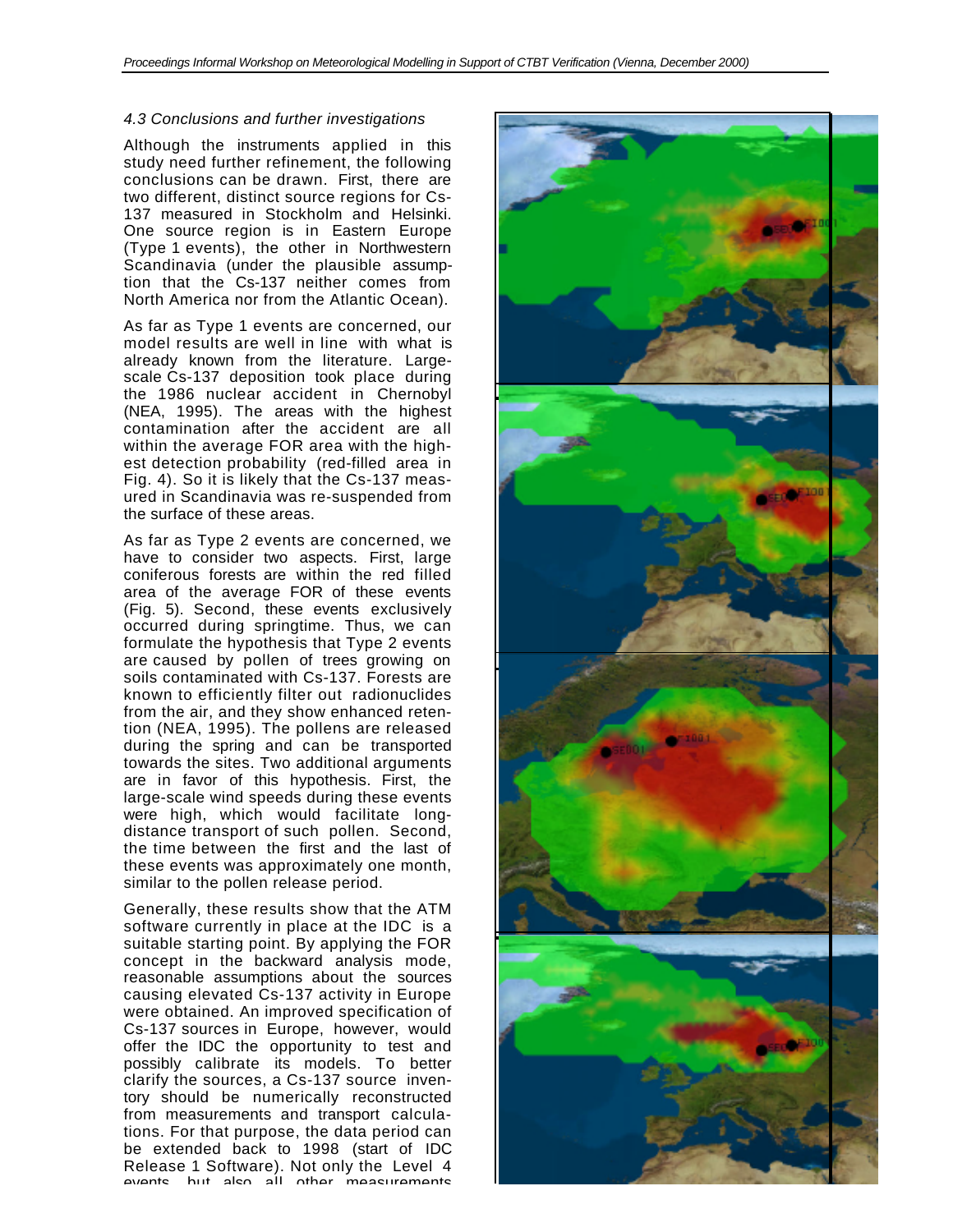### 4.3 Conclusions and further investigations

Although the instruments applied in this study need further refinement, the following conclusions can be drawn. First, there are two different, distinct source regions for Cs-137 measured in Stockholm and Helsinki. One source region is in Eastern Europe (Type 1 events), the other in Northwestern Scandinavia (under the plausible assumption that the Cs-137 neither comes from North America nor from the Atlantic Ocean).

As far as Type 1 events are concerned, our model results are well in line with what is already known from the literature. Large-scale Cs-137 deposition took place during the 1986 nuclear accident in Chernobyl (NEA, 1995). The areas with the highest contamination after the accident are all within the average FOR area with the highest detection probability (red-filled area in Fig. 4). So it is likely that the Cs-137 measured in Scandinavia was re-suspended from the surface of these areas.

As far as Type 2 events are concerned, we have to consider two aspects. First, large coniferous forests are within the red filled area of the average FOR of these events (Fig. 5). Second, these events exclusively occurred during springtime. Thus, we can formulate the hypothesis that Type 2 events are caused by pollen of trees growing on soils contaminated with Cs-137. Forests are known to efficiently filter out radionuclides from the air, and they show enhanced retention (NEA, 1995). The pollens are released during the spring and can be transported towards the sites. Two additional arguments are in favor of this hypothesis. First, the large-scale wind speeds during these events were high, which would facilitate long-distance transport of such pollen. Second, the time between the first and the last of these events was approximately one month, similar to the pollen release period.

Generally, these results show that the ATM software currently in place at the IDC is a suitable starting point. By applying the FOR concept in the backward analysis mode, reasonable assumptions about the sources causing elevated Cs-137 activity in Europe were obtained. An improved specification of Cs-137 sources in Europe, however, would offer the IDC the opportunity to test and possibly calibrate its models. To better clarify the sources, a Cs-137 source inventory should be numerically reconstructed from measurements and transport calculations. For that purpose, the data period can be extended back to 1998 (start of IDC Release 1 Software). Not only the Level 4 events, but also all other measurements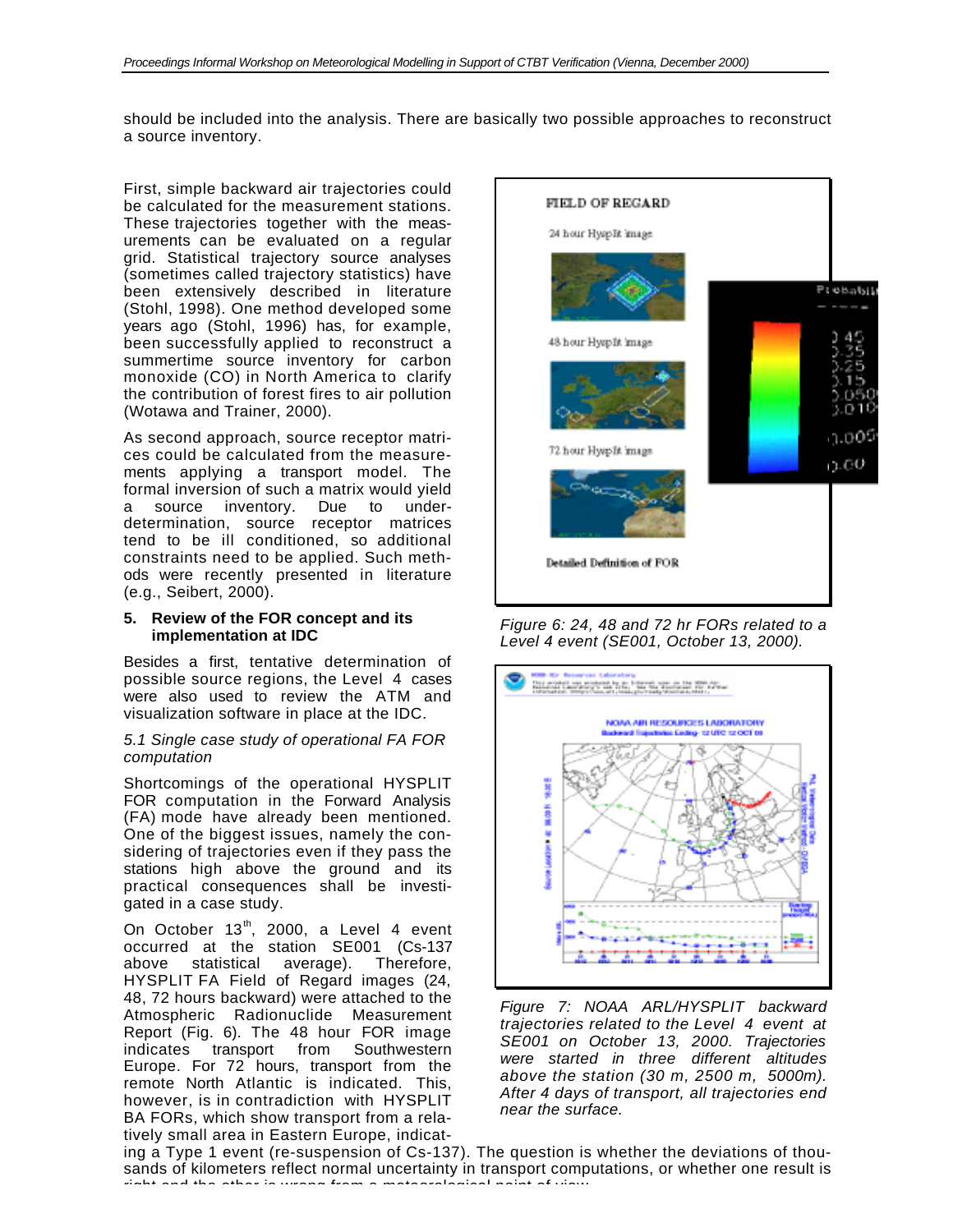should be included into the analysis. There are basically two possible approaches to reconstruct a source inventory.

First, simple backward air trajectories could be calculated for the measurement stations. These trajectories together with the measurements can be evaluated on a regular grid. Statistical trajectory source analyses (sometimes called trajectory statistics) have been extensively described in literature (Stohl, 1998). One method developed some years ago (Stohl, 1996) has, for example, been successfully applied to reconstruct a summertime source inventory for carbon monoxide (CO) in North America to clarify the contribution of forest fires to air pollution (Wotawa and Trainer, 2000).

As second approach, source receptor matrices could be calculated from the measurements applying a transport model. The formal inversion of such a matrix would yield a source inventory. Due to under-determination, source receptor matrices tend to be ill conditioned, so additional constraints need to be applied. Such methods were recently presented in literature (e.g., Seibert, 2000).

## 5. Review of the FOR concept and its implementation at IDC

Besides a first, tentative determination of possible source regions, the Level 4 cases were also used to review the ATM and visualization software in place at the IDC.

### *5.1 Single case study of operational FA FOR computation*

Shortcomings of the operational HYSPLIT FOR computation in the Forward Analysis (FA) mode have already been mentioned. One of the biggest issues, namely the considering of trajectories even if they pass the stations high above the ground and its practical consequences shall be investigated in a case study.

On October 13[th], 2000, a Level 4 event occurred at the station SE001 (Cs-137 above statistical average). Therefore, HYSPLIT FA Field of Regard images (24, 48, 72 hours backward) were attached to the Atmospheric Radionuclide Measurement Report (Fig. 6). The 48 hour FOR image indicates transport from Southwestern Europe. For 72 hours, transport from the remote North Atlantic is indicated. This, however, is in contradiction with HYSPLIT BA FORs, which show transport from a relatively small area in Eastern Europe, indicating a Type 1 event (re-suspension of Cs-137). The question is whether the deviations of thousands of kilometers reflect normal uncertainty in transport computations, or whether one result is right and the other is wrong from a meteorological point of view.

*Figure 6: 24, 48 and 72 hr FORs related to a Level 4 event (SE001, October 13, 2000).*

*Figure 7: NOAA ARL/HYSPLIT backward trajectories related to the Level 4 event at SE001 on October 13, 2000. Trajectories were started in three different altitudes above the station (30 m, 2500 m, 5000m). After 4 days of transport, all trajectories end near the surface.*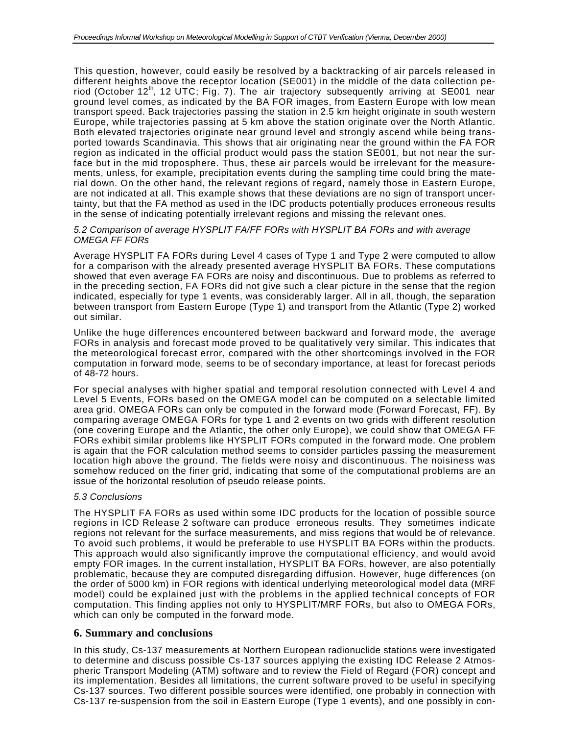This question, however, could easily be resolved by a backtracking of air parcels released in different heights above the receptor location (SE001) in the middle of the data collection period (October 12[th], 12 UTC; Fig. 7). The air trajectory subsequently arriving at SE001 near ground level comes, as indicated by the BA FOR images, from Eastern Europe with low mean transport speed. Back trajectories passing the station in 2.5 km height originate in south western Europe, while trajectories passing at 5 km above the station originate over the North Atlantic. Both elevated trajectories originate near ground level and strongly ascend while being transported towards Scandinavia. This shows that air originating near the ground within the FA FOR region as indicated in the official product would pass the station SE001, but not near the surface but in the mid troposphere. Thus, these air parcels would be irrelevant for the measurements, unless, for example, precipitation events during the sampling time could bring the material down. On the other hand, the relevant regions of regard, namely those in Eastern Europe, are not indicated at all. This example shows that these deviations are no sign of transport uncertainty, but that the FA method as used in the IDC products potentially produces erroneous results in the sense of indicating potentially irrelevant regions and missing the relevant ones.

*5.2 Comparison of average HYSPLIT FA/FF FORs with HYSPLIT BA FORs and with average OMEGA FF FORs*

Average HYSPLIT FA FORs during Level 4 cases of Type 1 and Type 2 were computed to allow for a comparison with the already presented average HYSPLIT BA FORs. These computations showed that even average FA FORs are noisy and discontinuous. Due to problems as referred to in the preceding section, FA FORs did not give such a clear picture in the sense that the region indicated, especially for type 1 events, was considerably larger. All in all, though, the separation between transport from Eastern Europe (Type 1) and transport from the Atlantic (Type 2) worked out similar.

Unlike the huge differences encountered between backward and forward mode, the average FORs in analysis and forecast mode proved to be qualitatively very similar. This indicates that the meteorological forecast error, compared with the other shortcomings involved in the FOR computation in forward mode, seems to be of secondary importance, at least for forecast periods of 48-72 hours.

For special analyses with higher spatial and temporal resolution connected with Level 4 and Level 5 Events, FORs based on the OMEGA model can be computed on a selectable limited area grid. OMEGA FORs can only be computed in the forward mode (Forward Forecast, FF). By comparing average OMEGA FORs for type 1 and 2 events on two grids with different resolution (one covering Europe and the Atlantic, the other only Europe), we could show that OMEGA FF FORs exhibit similar problems like HYSPLIT FORs computed in the forward mode. One problem is again that the FOR calculation method seems to consider particles passing the measurement location high above the ground. The fields were noisy and discontinuous. The noisiness was somehow reduced on the finer grid, indicating that some of the computational problems are an issue of the horizontal resolution of pseudo release points.

*5.3 Conclusions*

The HYSPLIT FA FORs as used within some IDC products for the location of possible source regions in ICD Release 2 software can produce erroneous results. They sometimes indicate regions not relevant for the surface measurements, and miss regions that would be of relevance. To avoid such problems, it would be preferable to use HYSPLIT BA FORs within the products. This approach would also significantly improve the computational efficiency, and would avoid empty FOR images. In the current installation, HYSPLIT BA FORs, however, are also potentially problematic, because they are computed disregarding diffusion. However, huge differences (on the order of 5000 km) in FOR regions with identical underlying meteorological model data (MRF model) could be explained just with the problems in the applied technical concepts of FOR computation. This finding applies not only to HYSPLIT/MRF FORs, but also to OMEGA FORs, which can only be computed in the forward mode.

## 6. Summary and conclusions

In this study, Cs-137 measurements at Northern European radionuclide stations were investigated to determine and discuss possible Cs-137 sources applying the existing IDC Release 2 Atmospheric Transport Modeling (ATM) software and to review the Field of Regard (FOR) concept and its implementation. Besides all limitations, the current software proved to be useful in specifying Cs-137 sources. Two different possible sources were identified, one probably in connection with Cs-137 re-suspension from the soil in Eastern Europe (Type 1 events), and one possibly in con-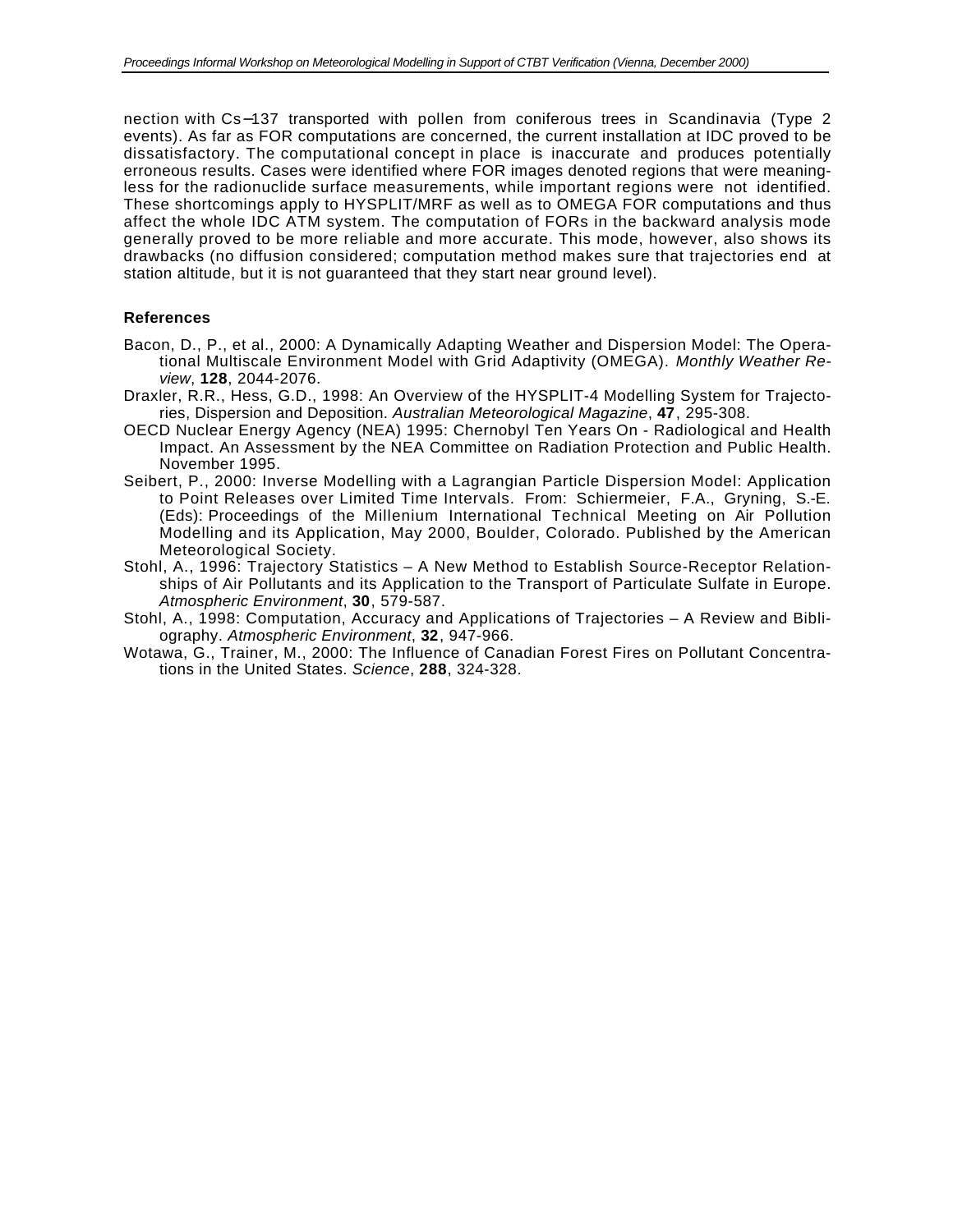nection with Cs–137 transported with pollen from coniferous trees in Scandinavia (Type 2 events). As far as FOR computations are concerned, the current installation at IDC proved to be dissatisfactory. The computational concept in place is inaccurate and produces potentially erroneous results. Cases were identified where FOR images denoted regions that were meaningless for the radionuclide surface measurements, while important regions were not identified. These shortcomings apply to HYSPLIT/MRF as well as to OMEGA FOR computations and thus affect the whole IDC ATM system. The computation of FORs in the backward analysis mode generally proved to be more reliable and more accurate. This mode, however, also shows its drawbacks (no diffusion considered; computation method makes sure that trajectories end at station altitude, but it is not guaranteed that they start near ground level).

### References

Bacon, D., P., et al., 2000: A Dynamically Adapting Weather and Dispersion Model: The Operational Multiscale Environment Model with Grid Adaptivity (OMEGA). *Monthly Weather Review*, **128**, 2044-2076.

Draxler, R.R., Hess, G.D., 1998: An Overview of the HYSPLIT-4 Modelling System for Trajectories, Dispersion and Deposition. *Australian Meteorological Magazine*, **47**, 295-308.

OECD Nuclear Energy Agency (NEA) 1995: Chernobyl Ten Years On - Radiological and Health Impact. An Assessment by the NEA Committee on Radiation Protection and Public Health. November 1995.

Seibert, P., 2000: Inverse Modelling with a Lagrangian Particle Dispersion Model: Application to Point Releases over Limited Time Intervals. From: Schiermeier, F.A., Gryning, S.-E. (Eds): Proceedings of the Millenium International Technical Meeting on Air Pollution Modelling and its Application, May 2000, Boulder, Colorado. Published by the American Meteorological Society.

Stohl, A., 1996: Trajectory Statistics – A New Method to Establish Source-Receptor Relationships of Air Pollutants and its Application to the Transport of Particulate Sulfate in Europe. *Atmospheric Environment*, **30**, 579-587.

Stohl, A., 1998: Computation, Accuracy and Applications of Trajectories – A Review and Bibliography. *Atmospheric Environment*, **32**, 947-966.

Wotawa, G., Trainer, M., 2000: The Influence of Canadian Forest Fires on Pollutant Concentrations in the United States. *Science*, **288**, 324-328.